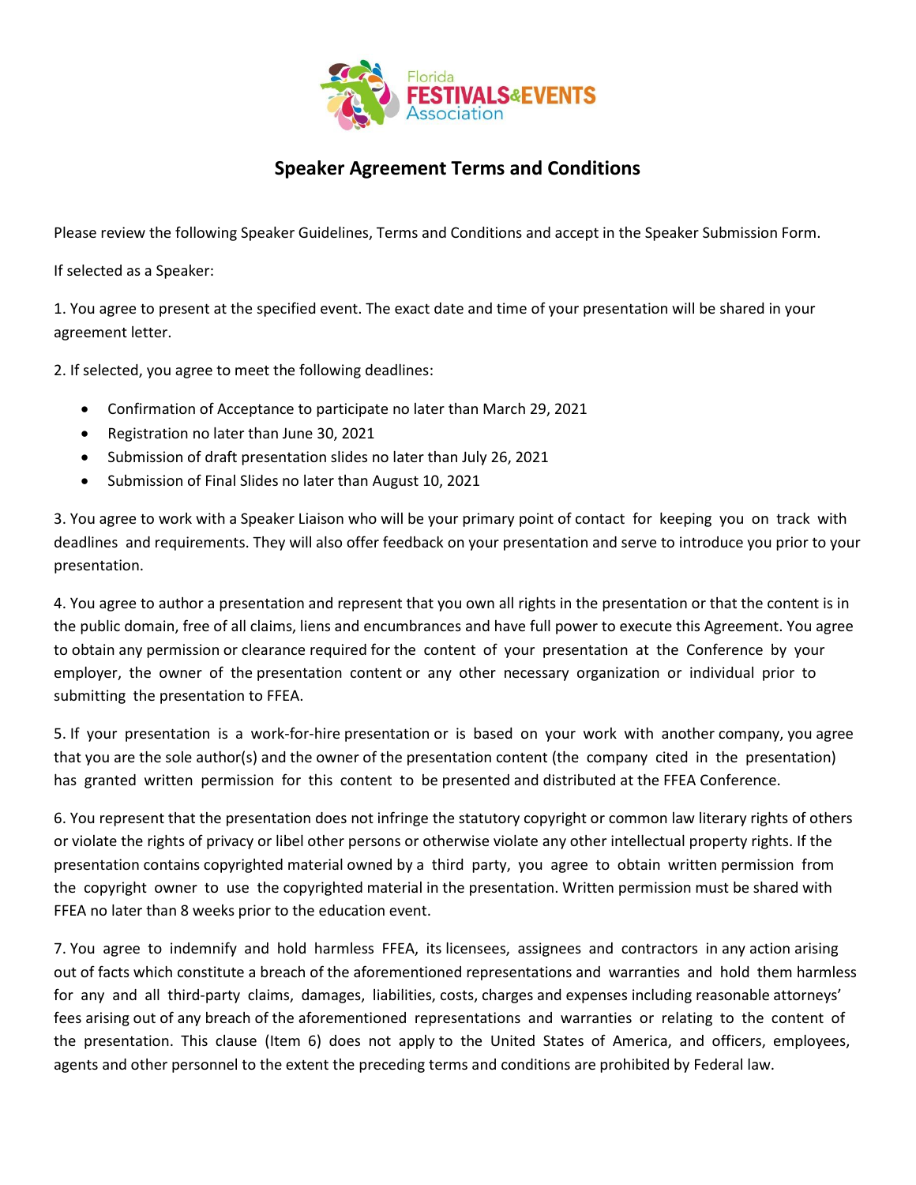# Speaker Agreement Terms and Conditions

Please review the following Speaker Guidelines, Terms and Conditions and accept in the Speaker Submission Form.

If selected as a Speaker:

1. You agree to present at the specified event. The exact date and time of your presentation will be shared in your agreement letter.

2. If selected, you agree to meet the following deadlines:

- Confirmation of Acceptance to participate no later than March 29, 2021
- Registration no later than June 30, 2021
- Submission of draft presentation slides no later than July 26, 2021
- Submission of Final Slides no later than August 10, 2021

3. You agree to work with a Speaker Liaison who will be your primary point of contact for keeping you on track with deadlines and requirements. They will also offer feedback on your presentation and serve to introduce you prior to your presentation.

4. You agree to author a presentation and represent that you own all rights in the presentation or that the content is in the public domain, free of all claims, liens and encumbrances and have full power to execute this Agreement. You agree to obtain any permission or clearance required for the content of your presentation at the Conference by your employer, the owner of the presentation content or any other necessary organization or individual prior to submitting the presentation to FFEA.

5. If your presentation is a work-for-hire presentation or is based on your work with another company, you agree that you are the sole author(s) and the owner of the presentation content (the company cited in the presentation) has granted written permission for this content to be presented and distributed at the FFEA Conference.

6. You represent that the presentation does not infringe the statutory copyright or common law literary rights of others or violate the rights of privacy or libel other persons or otherwise violate any other intellectual property rights. If the presentation contains copyrighted material owned by a third party, you agree to obtain written permission from the copyright owner to use the copyrighted material in the presentation. Written permission must be shared with FFEA no later than 8 weeks prior to the education event.

7. You agree to indemnify and hold harmless FFEA, its licensees, assignees and contractors in any action arising out of facts which constitute a breach of the aforementioned representations and warranties and hold them harmless for any and all third-party claims, damages, liabilities, costs, charges and expenses including reasonable attorneys' fees arising out of any breach of the aforementioned representations and warranties or relating to the content of the presentation. This clause (Item 6) does not apply to the United States of America, and officers, employees, agents and other personnel to the extent the preceding terms and conditions are prohibited by Federal law.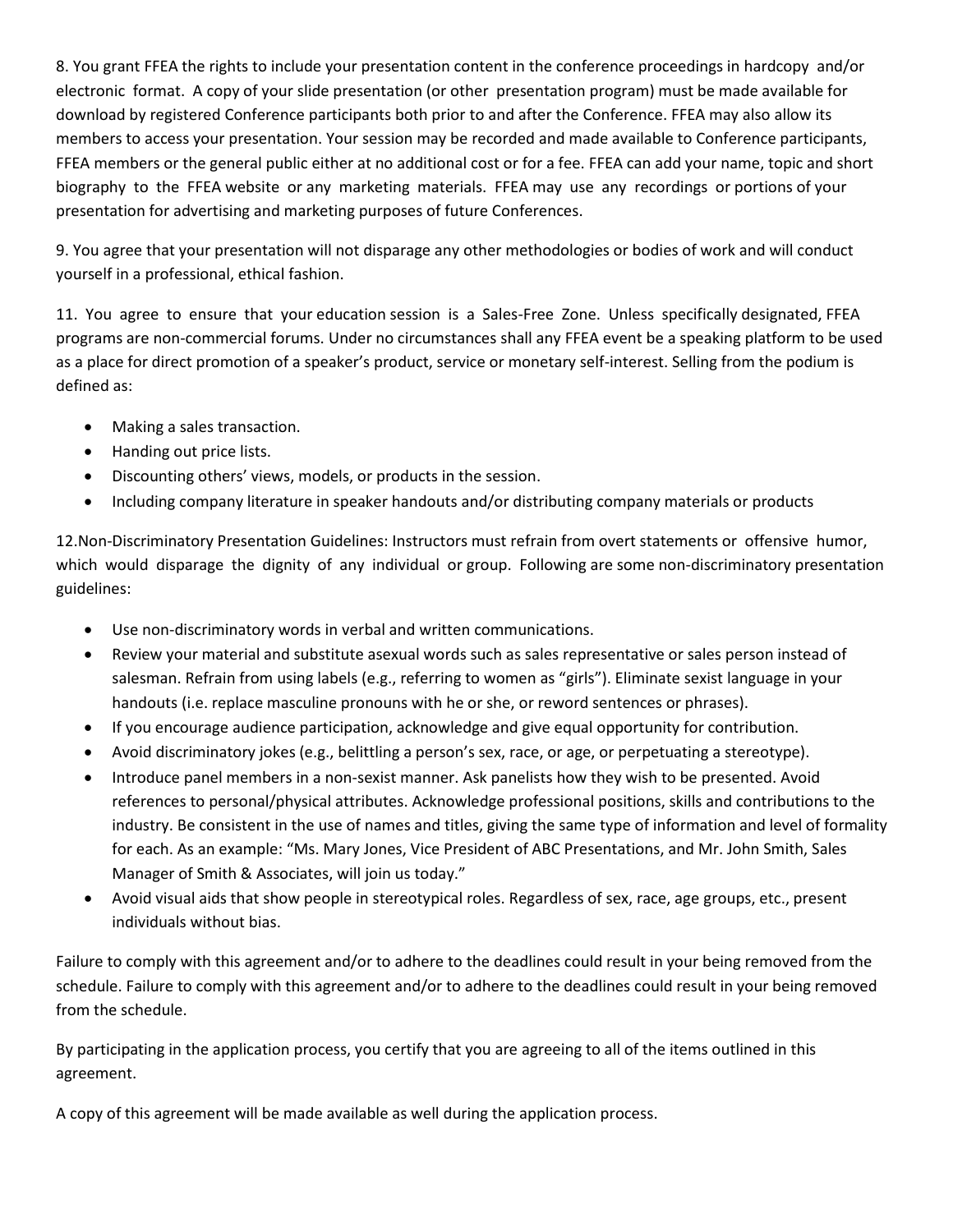8. You grant FFEA the rights to include your presentation content in the conference proceedings in hardcopy and/or electronic format. A copy of your slide presentation (or other presentation program) must be made available for download by registered Conference participants both prior to and after the Conference. FFEA may also allow its members to access your presentation. Your session may be recorded and made available to Conference participants, FFEA members or the general public either at no additional cost or for a fee. FFEA can add your name, topic and short biography to the FFEA website or any marketing materials. FFEA may use any recordings or portions of your presentation for advertising and marketing purposes of future Conferences.

9. You agree that your presentation will not disparage any other methodologies or bodies of work and will conduct yourself in a professional, ethical fashion.

11. You agree to ensure that your education session is a Sales-Free Zone. Unless specifically designated, FFEA programs are non-commercial forums. Under no circumstances shall any FFEA event be a speaking platform to be used as a place for direct promotion of a speaker's product, service or monetary self-interest. Selling from the podium is defined as:

- Making a sales transaction.
- Handing out price lists.
- Discounting others' views, models, or products in the session.
- Including company literature in speaker handouts and/or distributing company materials or products

12.Non-Discriminatory Presentation Guidelines: Instructors must refrain from overt statements or offensive humor, which would disparage the dignity of any individual or group. Following are some non-discriminatory presentation guidelines:

- Use non-discriminatory words in verbal and written communications.
- Review your material and substitute asexual words such as sales representative or sales person instead of salesman. Refrain from using labels (e.g., referring to women as "girls"). Eliminate sexist language in your handouts (i.e. replace masculine pronouns with he or she, or reword sentences or phrases).
- If you encourage audience participation, acknowledge and give equal opportunity for contribution.
- Avoid discriminatory jokes (e.g., belittling a person's sex, race, or age, or perpetuating a stereotype).
- Introduce panel members in a non-sexist manner. Ask panelists how they wish to be presented. Avoid references to personal/physical attributes. Acknowledge professional positions, skills and contributions to the industry. Be consistent in the use of names and titles, giving the same type of information and level of formality for each. As an example: "Ms. Mary Jones, Vice President of ABC Presentations, and Mr. John Smith, Sales Manager of Smith & Associates, will join us today."
- Avoid visual aids that show people in stereotypical roles. Regardless of sex, race, age groups, etc., present individuals without bias.

Failure to comply with this agreement and/or to adhere to the deadlines could result in your being removed from the schedule. Failure to comply with this agreement and/or to adhere to the deadlines could result in your being removed from the schedule.

By participating in the application process, you certify that you are agreeing to all of the items outlined in this agreement.

A copy of this agreement will be made available as well during the application process.